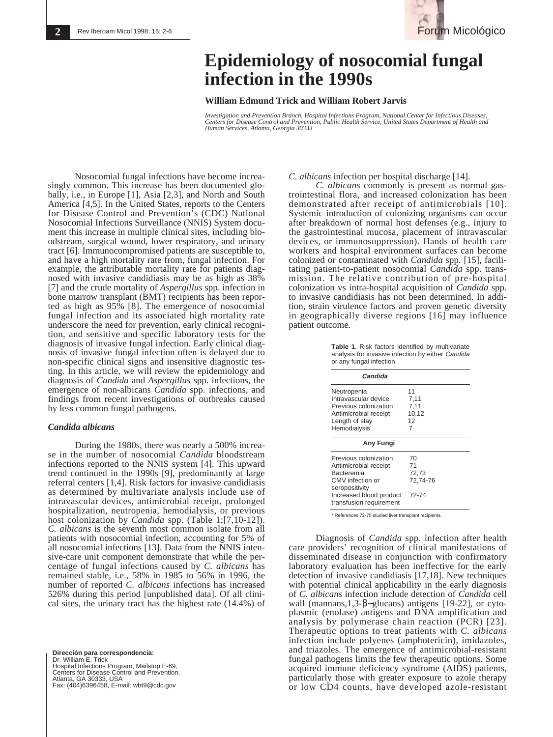# Epidemiology of nosocomial fungal infection in the 1990s

**William Edmund Trick and William Robert Jarvis**

*Investigation and Prevention Branch, Hospital Infections Program, National Center for Infectious Diseases, Centers for Disease Control and Prevention, Public Health Service, United States Department of Health and Human Services, Atlanta, Georgia 30333*

Nosocomial fungal infections have become increasingly common. This increase has been documented globally, i.e., in Europe [1], Asia [2,3], and North and South America [4,5]. In the United States, reports to the Centers for Disease Control and Prevention's (CDC) National Nosocomial Infections Surveillance (NNIS) System document this increase in multiple clinical sites, including bloodstream, surgical wound, lower respiratory, and urinary tract [6]. Immunocompromised patients are susceptible to, and have a high mortality rate from, fungal infection. For example, the attributable mortality rate for patients diagnosed with invasive candidiasis may be as high as 38% [7] and the crude mortality of *Aspergillus* spp. infection in bone marrow transplant (BMT) recipients has been reported as high as 95% [8]. The emergence of nosocomial fungal infection and its associated high mortality rate underscore the need for prevention, early clinical recognition, and sensitive and specific laboratory tests for the diagnosis of invasive fungal infection. Early clinical diagnosis of invasive fungal infection often is delayed due to non-specific clinical signs and insensitive diagnostic testing. In this article, we will review the epidemiology and diagnosis of *Candida* and *Aspergillus* spp. infections, the emergence of non-albicans *Candida* spp. infections, and findings from recent investigations of outbreaks caused by less common fungal pathogens.

### *Candida albicans*

During the 1980s, there was nearly a 500% increase in the number of nosocomial *Candida* bloodstream infections reported to the NNIS system [4]. This upward trend continued in the 1990s [9], predominantly at large referral centers [1,4]. Risk factors for invasive candidiasis as determined by multivariate analysis include use of intravascular devices, antimicrobial receipt, prolonged hospitalization, neutropenia, hemodialysis, or previous host colonization by *Candida* spp. (Table 1;[7,10-12]). *C. albicans* is the seventh most common isolate from all patients with nosocomial infection, accounting for 5% of all nosocomial infections [13]. Data from the NNIS intensive-care unit component demonstrate that while the percentage of fungal infections caused by *C. albicans* has remained stable, i.e., 58% in 1985 to 56% in 1996, the number of reported *C. albicans* infections has increased 526% during this period [unpublished data]. Of all clinical sites, the urinary tract has the highest rate (14.4%) of *C. albicans* infection per hospital discharge [14].

*C. albicans* commonly is present as normal gastrointestinal flora, and increased colonization has been demonstrated after receipt of antimicrobials [10]. Systemic introduction of colonizing organisms can occur after breakdown of normal host defenses (e.g., injury to the gastrointestinal mucosa, placement of intravascular devices, or immunosuppression). Hands of health care workers and hospital environment surfaces can become colonized or contaminated with *Candida* spp. [15], facilitating patient-to-patient nosocomial *Candida* spp. transmission. The relative contribution of pre-hospital colonization vs intra-hospital acquisition of *Candida* spp. to invasive candidiasis has not been determined. In addition, strain virulence factors and proven genetic diversity in geographically diverse regions [16] may influence patient outcome.

**Table 1**. Risk factors identified by multivariate analysis for invasive infection by either *Candida* or any fungal infection.

| ***Candida*** | |
|---|---|
| Neutropenia | 11 |
| Intravascular device | 7,11 |
| Previous colonization | 7,11 |
| Antimicrobial receipt | 10,12 |
| Length of stay | 12 |
| Hemodialysis | 7 |
| **Any Fungi** | |
| Previous colonization | 70 |
| Antimicrobial receipt | 71 |
| Bacteremia | 72,73 |
| CMV infection or seropositivity | 72,74-76 |
| Increased blood product transfusion requirement | 72-74 |

\* References 72-75 studied liver transplant recipients.

Diagnosis of *Candida* spp. infection after health care providers' recognition of clinical manifestations of disseminated disease in conjunction with confirmatory laboratory evaluation has been ineffective for the early detection of invasive candidiasis [17,18]. New techniques with potential clinical applicability in the early diagnosis of *C. albicans* infection include detection of *Candida* cell wall (mannans,1,3-β–glucans) antigens [19-22], or cytoplasmic (enolase) antigens and DNA amplification and analysis by polymerase chain reaction (PCR) [23]. Therapeutic options to treat patients with *C. albicans* infection include polyenes (amphotericin), imidazoles, and triazoles. The emergence of antimicrobial-resistant fungal pathogens limits the few therapeutic options. Some acquired immune deficiency syndrome (AIDS) patients, particularly those with greater exposure to azole therapy or low CD4 counts, have developed azole-resistant

**Dirección para correspondencia:**
Dr. William E. Trick
Hospital Infections Program, Mailstop E-69,
Centers for Disease Control and Prevention,
Atlanta, GA 30333, USA
Fax: (404)6396458, E-mail: wbt9@cdc.gov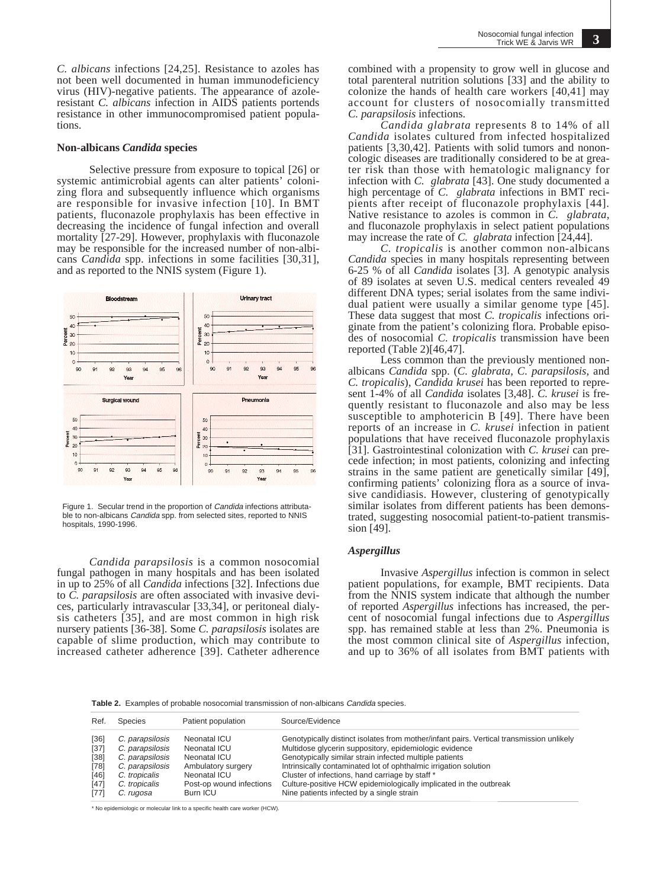*C. albicans* infections [24,25]. Resistance to azoles has not been well documented in human immunodeficiency virus (HIV)-negative patients. The appearance of azole-resistant *C. albicans* infection in AIDS patients portends resistance in other immunocompromised patient populations.

### Non-albicans *Candida* species

Selective pressure from exposure to topical [26] or systemic antimicrobial agents can alter patients' colonizing flora and subsequently influence which organisms are responsible for invasive infection [10]. In BMT patients, fluconazole prophylaxis has been effective in decreasing the incidence of fungal infection and overall mortality [27-29]. However, prophylaxis with fluconazole may be responsible for the increased number of non-albicans *Candida* spp. infections in some facilities [30,31], and as reported to the NNIS system (Figure 1).

Figure 1. Secular trend in the proportion of *Candida* infections attributable to non-albicans *Candida* spp. from selected sites, reported to NNIS hospitals, 1990-1996.

*Candida parapsilosis* is a common nosocomial fungal pathogen in many hospitals and has been isolated in up to 25% of all *Candida* infections [32]. Infections due to *C. parapsilosis* are often associated with invasive devices, particularly intravascular [33,34], or peritoneal dialysis catheters [35], and are most common in high risk nursery patients [36-38]. Some *C. parapsilosis* isolates are capable of slime production, which may contribute to increased catheter adherence [39]. Catheter adherence combined with a propensity to grow well in glucose and total parenteral nutrition solutions [33] and the ability to colonize the hands of health care workers [40,41] may account for clusters of nosocomially transmitted *C. parapsilosis* infections.

*Candida glabrata* represents 8 to 14% of all *Candida* isolates cultured from infected hospitalized patients [3,30,42]. Patients with solid tumors and nononcologic diseases are traditionally considered to be at greater risk than those with hematologic malignancy for infection with *C. glabrata* [43]. One study documented a high percentage of *C. glabrata* infections in BMT recipients after receipt of fluconazole prophylaxis [44]. Native resistance to azoles is common in *C. glabrata*, and fluconazole prophylaxis in select patient populations may increase the rate of *C. glabrata* infection [24,44].

*C. tropicalis* is another common non-albicans *Candida* species in many hospitals representing between 6-25 % of all *Candida* isolates [3]. A genotypic analysis of 89 isolates at seven U.S. medical centers revealed 49 different DNA types; serial isolates from the same individual patient were usually a similar genome type [45]. These data suggest that most *C. tropicalis* infections originate from the patient's colonizing flora. Probable episodes of nosocomial *C. tropicalis* transmission have been reported (Table 2)[46,47].

Less common than the previously mentioned non-albicans *Candida* spp. (*C. glabrata*, *C. parapsilosis*, and *C. tropicalis*), *Candida krusei* has been reported to represent 1-4% of all *Candida* isolates [3,48]. *C. krusei* is frequently resistant to fluconazole and also may be less susceptible to amphotericin B [49]. There have been reports of an increase in *C. krusei* infection in patient populations that have received fluconazole prophylaxis [31]. Gastrointestinal colonization with *C. krusei* can precede infection; in most patients, colonizing and infecting strains in the same patient are genetically similar [49], confirming patients' colonizing flora as a source of invasive candidiasis. However, clustering of genotypically similar isolates from different patients has been demonstrated, suggesting nosocomial patient-to-patient transmission [49].

### *Aspergillus*

Invasive *Aspergillus* infection is common in select patient populations, for example, BMT recipients. Data from the NNIS system indicate that although the number of reported *Aspergillus* infections has increased, the percent of nosocomial fungal infections due to *Aspergillus* spp. has remained stable at less than 2%. Pneumonia is the most common clinical site of *Aspergillus* infection, and up to 36% of all isolates from BMT patients with

**Table 2.** Examples of probable nosocomial transmission of non-albicans *Candida* species.

| Ref. | Species | Patient population | Source/Evidence |
|---|---|---|---|
| [36] | *C. parapsilosis* | Neonatal ICU | Genotypically distinct isolates from mother/infant pairs. Vertical transmission unlikely |
| [37] | *C. parapsilosis* | Neonatal ICU | Multidose glycerin suppository, epidemiologic evidence |
| [38] | *C. parapsilosis* | Neonatal ICU | Genotypically similar strain infected multiple patients |
| [78] | *C. parapsilosis* | Ambulatory surgery | Intrinsically contaminated lot of ophthalmic irrigation solution |
| [46] | *C. tropicalis* | Neonatal ICU | Cluster of infections, hand carriage by staff * |
| [47] | *C. tropicalis* | Post-op wound infections | Culture-positive HCW epidemiologically implicated in the outbreak |
| [77] | *C. rugosa* | Burn ICU | Nine patients infected by a single strain |

\* No epidemiologic or molecular link to a specific health care worker (HCW).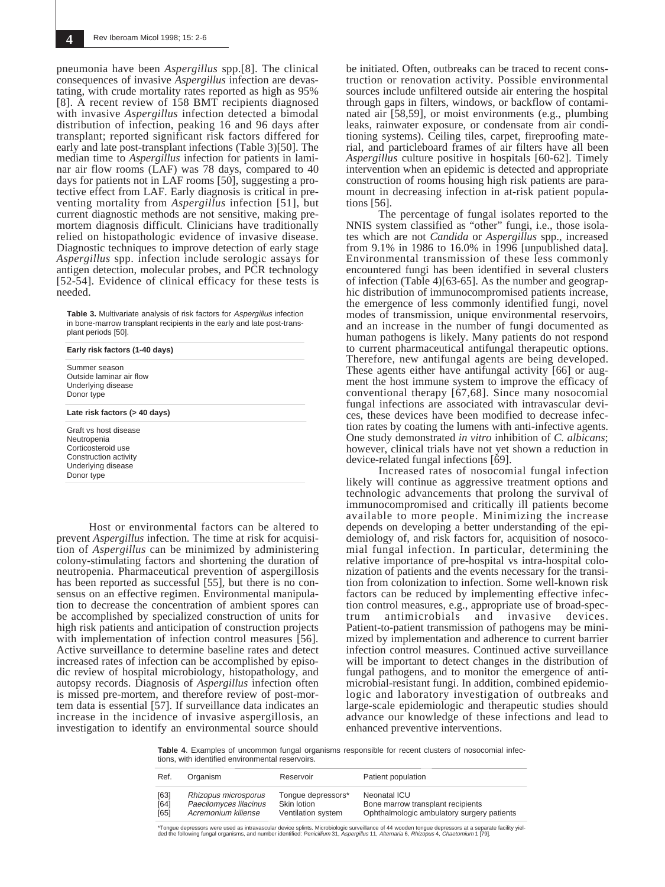pneumonia have been *Aspergillus* spp.[8]. The clinical consequences of invasive *Aspergillus* infection are devastating, with crude mortality rates reported as high as 95% [8]. A recent review of 158 BMT recipients diagnosed with invasive *Aspergillus* infection detected a bimodal distribution of infection, peaking 16 and 96 days after transplant; reported significant risk factors differed for early and late post-transplant infections (Table 3)[50]. The median time to *Aspergillus* infection for patients in laminar air flow rooms (LAF) was 78 days, compared to 40 days for patients not in LAF rooms [50], suggesting a protective effect from LAF. Early diagnosis is critical in preventing mortality from *Aspergillus* infection [51], but current diagnostic methods are not sensitive, making premortem diagnosis difficult. Clinicians have traditionally relied on histopathologic evidence of invasive disease. Diagnostic techniques to improve detection of early stage *Aspergillus* spp. infection include serologic assays for antigen detection, molecular probes, and PCR technology [52-54]. Evidence of clinical efficacy for these tests is needed.

**Table 3.** Multivariate analysis of risk factors for *Aspergillus* infection in bone-marrow transplant recipients in the early and late post-transplant periods [50].

| **Early risk factors (1-40 days)** |
|---|
| Summer season |
| Outside laminar air flow |
| Underlying disease |
| Donor type |
| **Late risk factors (> 40 days)** |
| Graft vs host disease |
| Neutropenia |
| Corticosteroid use |
| Construction activity |
| Underlying disease |
| Donor type |

Host or environmental factors can be altered to prevent *Aspergillus* infection. The time at risk for acquisition of *Aspergillus* can be minimized by administering colony-stimulating factors and shortening the duration of neutropenia. Pharmaceutical prevention of aspergillosis has been reported as successful [55], but there is no consensus on an effective regimen. Environmental manipulation to decrease the concentration of ambient spores can be accomplished by specialized construction of units for high risk patients and anticipation of construction projects with implementation of infection control measures [56]. Active surveillance to determine baseline rates and detect increased rates of infection can be accomplished by episodic review of hospital microbiology, histopathology, and autopsy records. Diagnosis of *Aspergillus* infection often is missed pre-mortem, and therefore review of post-mortem data is essential [57]. If surveillance data indicates an increase in the incidence of invasive aspergillosis, an investigation to identify an environmental source should be initiated. Often, outbreaks can be traced to recent construction or renovation activity. Possible environmental sources include unfiltered outside air entering the hospital through gaps in filters, windows, or backflow of contaminated air [58,59], or moist environments (e.g., plumbing leaks, rainwater exposure, or condensate from air conditioning systems). Ceiling tiles, carpet, fireproofing material, and particleboard frames of air filters have all been *Aspergillus* culture positive in hospitals [60-62]. Timely intervention when an epidemic is detected and appropriate construction of rooms housing high risk patients are paramount in decreasing infection in at-risk patient populations [56].

The percentage of fungal isolates reported to the NNIS system classified as "other" fungi, i.e., those isolates which are not *Candida* or *Aspergillus* spp., increased from 9.1% in 1986 to 16.0% in 1996 [unpublished data]. Environmental transmission of these less commonly encountered fungi has been identified in several clusters of infection (Table 4)[63-65]. As the number and geographic distribution of immunocompromised patients increase, the emergence of less commonly identified fungi, novel modes of transmission, unique environmental reservoirs, and an increase in the number of fungi documented as human pathogens is likely. Many patients do not respond to current pharmaceutical antifungal therapeutic options. Therefore, new antifungal agents are being developed. These agents either have antifungal activity [66] or augment the host immune system to improve the efficacy of conventional therapy [67,68]. Since many nosocomial fungal infections are associated with intravascular devices, these devices have been modified to decrease infection rates by coating the lumens with anti-infective agents. One study demonstrated *in vitro* inhibition of *C. albicans*; however, clinical trials have not yet shown a reduction in device-related fungal infections [69].

Increased rates of nosocomial fungal infection likely will continue as aggressive treatment options and technologic advancements that prolong the survival of immunocompromised and critically ill patients become available to more people. Minimizing the increase depends on developing a better understanding of the epidemiology of, and risk factors for, acquisition of nosocomial fungal infection. In particular, determining the relative importance of pre-hospital vs intra-hospital colonization of patients and the events necessary for the transition from colonization to infection. Some well-known risk factors can be reduced by implementing effective infection control measures, e.g., appropriate use of broad-spectrum antimicrobials and invasive devices. Patient-to-patient transmission of pathogens may be minimized by implementation and adherence to current barrier infection control measures. Continued active surveillance will be important to detect changes in the distribution of fungal pathogens, and to monitor the emergence of antimicrobial-resistant fungi. In addition, combined epidemiologic and laboratory investigation of outbreaks and large-scale epidemiologic and therapeutic studies should advance our knowledge of these infections and lead to enhanced preventive interventions.

**Table 4**. Examples of uncommon fungal organisms responsible for recent clusters of nosocomial infections, with identified environmental reservoirs.

| Ref. | Organism | Reservoir | Patient population |
|---|---|---|---|
| [63] | *Rhizopus microsporus* | Tongue depressors* | Neonatal ICU |
| [64] | *Paecilomyces lilacinus* | Skin lotion | Bone marrow transplant recipients |
| [65] | *Acremonium kiliense* | Ventilation system | Ophthalmologic ambulatory surgery patients |

*Tongue depressors were used as intravascular device splints. Microbiologic surveillance of 44 wooden tongue depressors at a separate facility yielded the following fungal organisms, and number identified: *Penicillium* 31, *Aspergillus* 11, *Alternaria* 6, *Rhizopus* 4, *Chaetomium* 1 [79].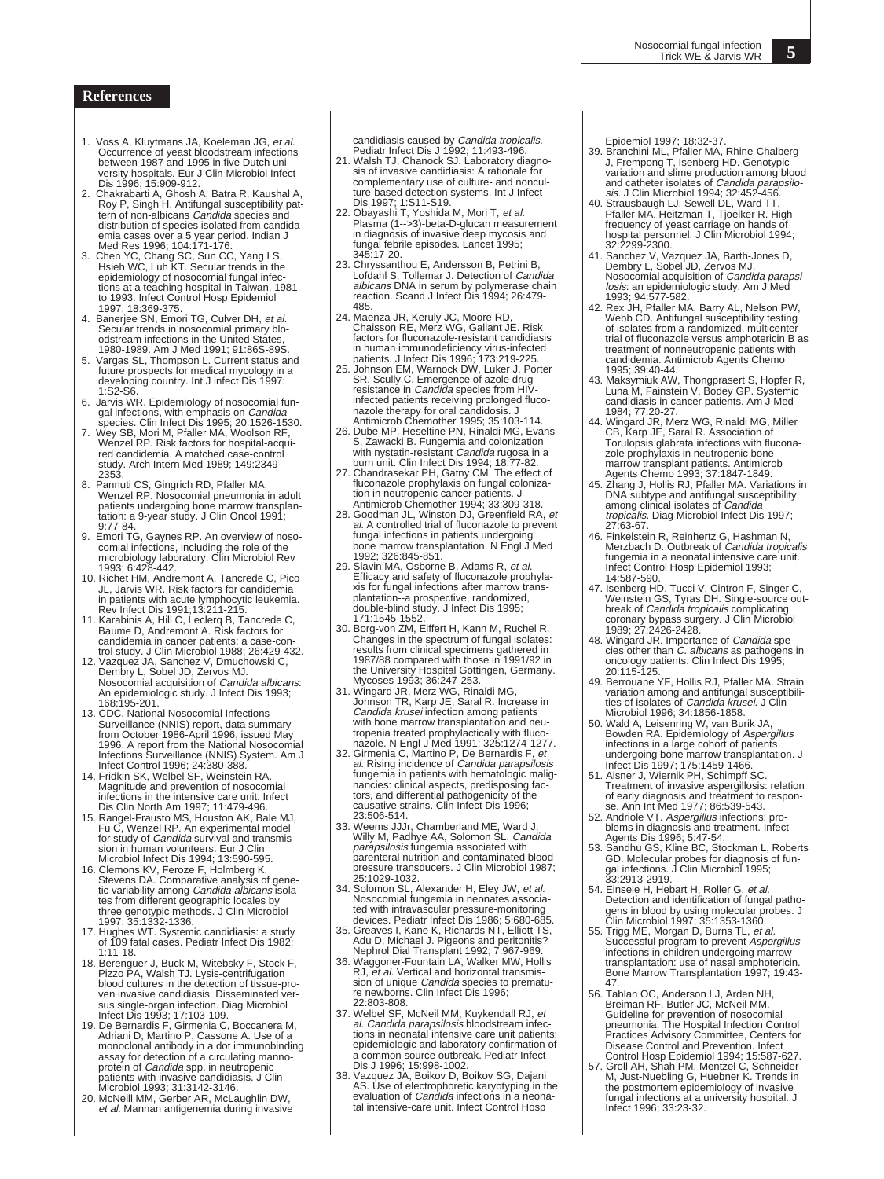## References

1. Voss A, Kluytmans JA, Koeleman JG, *et al.* Occurrence of yeast bloodstream infections between 1987 and 1995 in five Dutch university hospitals. Eur J Clin Microbiol Infect Dis 1996; 15:909-912.
2. Chakrabarti A, Ghosh A, Batra R, Kaushal A, Roy P, Singh H. Antifungal susceptibility pattern of non-albicans *Candida* species and distribution of species isolated from candidaemia cases over a 5 year period. Indian J Med Res 1996; 104:171-176.
3. Chen YC, Chang SC, Sun CC, Yang LS, Hsieh WC, Luh KT. Secular trends in the epidemiology of nosocomial fungal infections at a teaching hospital in Taiwan, 1981 to 1993. Infect Control Hosp Epidemiol 1997; 18:369-375.
4. Banerjee SN, Emori TG, Culver DH, *et al.* Secular trends in nosocomial primary bloodstream infections in the United States, 1980-1989. Am J Med 1991; 91:86S-89S.
5. Vargas SL, Thompson L. Current status and future prospects for medical mycology in a developing country. Int J infect Dis 1997; 1:S2-S6.
6. Jarvis WR. Epidemiology of nosocomial fungal infections, with emphasis on *Candida* species. Clin Infect Dis 1995; 20:1526-1530.
7. Wey SB, Mori M, Pfaller MA, Woolson RF, Wenzel RP. Risk factors for hospital-acquired candidemia. A matched case-control study. Arch Intern Med 1989; 149:2349-2353.
8. Pannuti CS, Gingrich RD, Pfaller MA, Wenzel RP. Nosocomial pneumonia in adult patients undergoing bone marrow transplantation: a 9-year study. J Clin Oncol 1991; 9:77-84.
9. Emori TG, Gaynes RP. An overview of nosocomial infections, including the role of the microbiology laboratory. Clin Microbiol Rev 1993; 6:428-442.
10. Richet HM, Andremont A, Tancrede C, Pico JL, Jarvis WR. Risk factors for candidemia in patients with acute lymphocytic leukemia. Rev Infect Dis 1991;13:211-215.
11. Karabinis A, Hill C, Leclerq B, Tancrede C, Baume D, Andremont A. Risk factors for candidemia in cancer patients: a case-control study. J Clin Microbiol 1988; 26:429-432.
12. Vazquez JA, Sanchez V, Dmuchowski C, Dembry L, Sobel JD, Zervos MJ. Nosocomial acquisition of *Candida albicans*: An epidemiologic study. J Infect Dis 1993; 168:195-201.
13. CDC. National Nosocomial Infections Surveillance (NNIS) report, data summary from October 1986-April 1996, issued May 1996. A report from the National Nosocomial Infections Surveillance (NNIS) System. Am J Infect Control 1996; 24:380-388.
14. Fridkin SK, Welbel SF, Weinstein RA. Magnitude and prevention of nosocomial infections in the intensive care unit. Infect Dis Clin North Am 1997; 11:479-496.
15. Rangel-Frausto MS, Houston AK, Bale MJ, Fu C, Wenzel RP. An experimental model for study of *Candida* survival and transmission in human volunteers. Eur J Clin Microbiol Infect Dis 1994; 13:590-595.
16. Clemons KV, Feroze F, Holmberg K, Stevens DA. Comparative analysis of genetic variability among *Candida albicans* isolates from different geographic locales by three genotypic methods. J Clin Microbiol 1997; 35:1332-1336.
17. Hughes WT. Systemic candidiasis: a study of 109 fatal cases. Pediatr Infect Dis 1982; 1:11-18.
18. Berenguer J, Buck M, Witebsky F, Stock F, Pizzo PA, Walsh TJ. Lysis-centrifugation blood cultures in the detection of tissue-proven invasive candidiasis. Disseminated versus single-organ infection. Diag Microbiol Infect Dis 1993; 17:103-109.
19. De Bernardis F, Girmenia C, Boccanera M, Adriani D, Martino P, Cassone A. Use of a monoclonal antibody in a dot immunobinding assay for detection of a circulating mannoprotein of *Candida* spp. in neutropenic patients with invasive candidiasis. J Clin Microbiol 1993; 31:3142-3146.
20. McNeill MM, Gerber AR, McLaughlin DW, *et al.* Mannan antigenemia during invasive candidiasis caused by *Candida tropicalis*. Pediatr Infect Dis J 1992; 11:493-496.
21. Walsh TJ, Chanock SJ. Laboratory diagnosis of invasive candidiasis: A rationale for complementary use of culture- and nonculture-based detection systems. Int J Infect Dis 1997; 1:S11-S19.
22. Obayashi T, Yoshida M, Mori T, *et al.* Plasma (1-->3)-beta-D-glucan measurement in diagnosis of invasive deep mycosis and fungal febrile episodes. Lancet 1995; 345:17-20.
23. Chryssanthou E, Andersson B, Petrini B, Lofdahl S, Tollemar J. Detection of *Candida albicans* DNA in serum by polymerase chain reaction. Scand J Infect Dis 1994; 26:479-485.
24. Maenza JR, Keruly JC, Moore RD, Chaisson RE, Merz WG, Gallant JE. Risk factors for fluconazole-resistant candidiasis in human immunodeficiency virus-infected patients. J Infect Dis 1996; 173:219-225.
25. Johnson EM, Warnock DW, Luker J, Porter SR, Scully C. Emergence of azole drug resistance in *Candida* species from HIV-infected patients receiving prolonged fluconazole therapy for oral candidosis. J Antimicrob Chemother 1995; 35:103-114.
26. Dube MP, Heseltine PN, Rinaldi MG, Evans S, Zawacki B. Fungemia and colonization with nystatin-resistant *Candida* rugosa in a burn unit. Clin Infect Dis 1994; 18:77-82.
27. Chandrasekar PH, Gatny CM. The effect of fluconazole prophylaxis on fungal colonization in neutropenic cancer patients. J Antimicrob Chemother 1994; 33:309-318.
28. Goodman JL, Winston DJ, Greenfield RA, *et al.* A controlled trial of fluconazole to prevent fungal infections in patients undergoing bone marrow transplantation. N Engl J Med 1992; 326:845-851.
29. Slavin MA, Osborne B, Adams R, *et al.* Efficacy and safety of fluconazole prophylaxis for fungal infections after marrow transplantation--a prospective, randomized, double-blind study. J Infect Dis 1995; 171:1545-1552.
30. Borg-von ZM, Eiffert H, Kann M, Ruchel R. Changes in the spectrum of fungal isolates: results from clinical specimens gathered in 1987/88 compared with those in 1991/92 in the University Hospital Gottingen, Germany. Mycoses 1993; 36:247-253.
31. Wingard JR, Merz WG, Rinaldi MG, Johnson TR, Karp JE, Saral R. Increase in *Candida krusei* infection among patients with bone marrow transplantation and neutropenia treated prophylactically with fluconazole. N Engl J Med 1991; 325:1274-1277.
32. Girmenia C, Martino P, De Bernardis F, *et al.* Rising incidence of *Candida parapsilosis* fungemia in patients with hematologic malignancies: clinical aspects, predisposing factors, and differential pathogenicity of the causative strains. Clin Infect Dis 1996; 23:506-514.
33. Weems JJJr, Chamberland ME, Ward J, Willy M, Padhye AA, Solomon SL. *Candida parapsilosis* fungemia associated with parenteral nutrition and contaminated blood pressure transducers. J Clin Microbiol 1987; 25:1029-1032.
34. Solomon SL, Alexander H, Eley JW, *et al.* Nosocomial fungemia in neonates associated with intravascular pressure-monitoring devices. Pediatr Infect Dis 1986; 5:680-685.
35. Greaves I, Kane K, Richards NT, Elliott TS, Adu D, Michael J. Pigeons and peritonitis? Nephrol Dial Transplant 1992; 7:967-969.
36. Waggoner-Fountain LA, Walker MW, Hollis RJ, *et al.* Vertical and horizontal transmission of unique *Candida* species to premature newborns. Clin Infect Dis 1996; 22:803-808.
37. Welbel SF, McNeil MM, Kuykendall RJ, *et al. Candida parapsilosis* bloodstream infections in neonatal intensive care unit patients: epidemiologic and laboratory confirmation of a common source outbreak. Pediatr Infect Dis J 1996; 15:998-1002.
38. Vazquez JA, Boikov D, Boikov SG, Dajani AS. Use of electrophoretic karyotyping in the evaluation of *Candida* infections in a neonatal intensive-care unit. Infect Control Hosp Epidemiol 1997; 18:32-37.
39. Branchini ML, Pfaller MA, Rhine-Chalberg J, Frempong T, Isenberg HD. Genotypic variation and slime production among blood and catheter isolates of *Candida parapsilosis*. J Clin Microbiol 1994; 32:452-456.
40. Strausbaugh LJ, Sewell DL, Ward TT, Pfaller MA, Heitzman T, Tjoelker R. High frequency of yeast carriage on hands of hospital personnel. J Clin Microbiol 1994; 32:2299-2300.
41. Sanchez V, Vazquez JA, Barth-Jones D, Dembry L, Sobel JD, Zervos MJ. Nosocomial acquisition of *Candida parapsilosis*: an epidemiologic study. Am J Med 1993; 94:577-582.
42. Rex JH, Pfaller MA, Barry AL, Nelson PW, Webb CD. Antifungal susceptibility testing of isolates from a randomized, multicenter trial of fluconazole versus amphotericin B as treatment of nonneutropenic patients with candidemia. Antimicrob Agents Chemo 1995; 39:40-44.
43. Maksymiuk AW, Thongprasert S, Hopfer R, Luna M, Fainstein V, Bodey GP. Systemic candidiasis in cancer patients. Am J Med 1984; 77:20-27.
44. Wingard JR, Merz WG, Rinaldi MG, Miller CB, Karp JE, Saral R. Association of Torulopsis glabrata infections with fluconazole prophylaxis in neutropenic bone marrow transplant patients. Antimicrob Agents Chemo 1993; 37:1847-1849.
45. Zhang J, Hollis RJ, Pfaller MA. Variations in DNA subtype and antifungal susceptibility among clinical isolates of *Candida tropicalis*. Diag Microbiol Infect Dis 1997; 27:63-67.
46. Finkelstein R, Reinhertz G, Hashman N, Merzbach D. Outbreak of *Candida tropicalis* fungemia in a neonatal intensive care unit. Infect Control Hosp Epidemiol 1993; 14:587-590.
47. Isenberg HD, Tucci V, Cintron F, Singer C, Weinstein GS, Tyras DH. Single-source outbreak of *Candida tropicalis* complicating coronary bypass surgery. J Clin Microbiol 1989; 27:2426-2428.
48. Wingard JR. Importance of *Candida* species other than *C. albicans* as pathogens in oncology patients. Clin Infect Dis 1995; 20:115-125.
49. Berrouane YF, Hollis RJ, Pfaller MA. Strain variation among and antifungal susceptibilities of isolates of *Candida krusei*. J Clin Microbiol 1996; 34:1856-1858.
50. Wald A, Leisenring W, van Burik JA, Bowden RA. Epidemiology of *Aspergillus* infections in a large cohort of patients undergoing bone marrow transplantation. J Infect Dis 1997; 175:1459-1466.
51. Aisner J, Wiernik PH, Schimpff SC. Treatment of invasive aspergillosis: relation of early diagnosis and treatment to response. Ann Int Med 1977; 86:539-543.
52. Andriole VT. *Aspergillus* infections: problems in diagnosis and treatment. Infect Agents Dis 1996; 5:47-54.
53. Sandhu GS, Kline BC, Stockman L, Roberts GD. Molecular probes for diagnosis of fungal infections. J Clin Microbiol 1995; 33:2913-2919.
54. Einsele H, Hebart H, Roller G, *et al.* Detection and identification of fungal pathogens in blood by using molecular probes. J Clin Microbiol 1997; 35:1353-1360.
55. Trigg ME, Morgan D, Burns TL, *et al.* Successful program to prevent *Aspergillus* infections in children undergoing marrow transplantation: use of nasal amphotericin. Bone Marrow Transplantation 1997; 19:43-47.
56. Tablan OC, Anderson LJ, Arden NH, Breiman RF, Butler JC, McNeil MM. Guideline for prevention of nosocomial pneumonia. The Hospital Infection Control Practices Advisory Committee, Centers for Disease Control and Prevention. Infect Control Hosp Epidemiol 1994; 15:587-627.
57. Groll AH, Shah PM, Mentzel C, Schneider M, Just-Nuebling G, Huebner K. Trends in the postmortem epidemiology of invasive fungal infections at a university hospital. J Infect 1996; 33:23-32.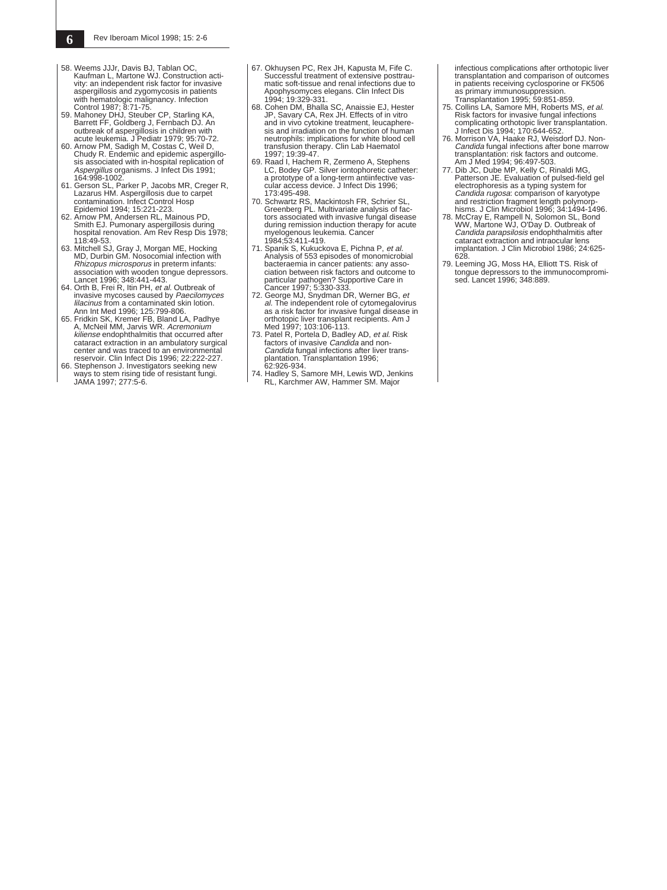58. Weems JJJr, Davis BJ, Tablan OC, Kaufman L, Martone WJ. Construction activity: an independent risk factor for invasive aspergillosis and zygomycosis in patients with hematologic malignancy. Infection Control 1987; 8:71-75.
59. Mahoney DHJ, Steuber CP, Starling KA, Barrett FF, Goldberg J, Fernbach DJ. An outbreak of aspergillosis in children with acute leukemia. J Pediatr 1979; 95:70-72.
60. Arnow PM, Sadigh M, Costas C, Weil D, Chudy R. Endemic and epidemic aspergillosis associated with in-hospital replication of *Aspergillus* organisms. J Infect Dis 1991; 164:998-1002.
61. Gerson SL, Parker P, Jacobs MR, Creger R, Lazarus HM. Aspergillosis due to carpet contamination. Infect Control Hosp Epidemiol 1994; 15:221-223.
62. Arnow PM, Andersen RL, Mainous PD, Smith EJ. Pumonary aspergillosis during hospital renovation. Am Rev Resp Dis 1978; 118:49-53.
63. Mitchell SJ, Gray J, Morgan ME, Hocking MD, Durbin GM. Nosocomial infection with *Rhizopus microsporus* in preterm infants: association with wooden tongue depressors. Lancet 1996; 348:441-443.
64. Orth B, Frei R, Itin PH, *et al.* Outbreak of invasive mycoses caused by *Paecilomyces lilacinus* from a contaminated skin lotion. Ann Int Med 1996; 125:799-806.
65. Fridkin SK, Kremer FB, Bland LA, Padhye A, McNeil MM, Jarvis WR. *Acremonium kiliense* endophthalmitis that occurred after cataract extraction in an ambulatory surgical center and was traced to an environmental reservoir. Clin Infect Dis 1996; 22:222-227.
66. Stephenson J. Investigators seeking new ways to stem rising tide of resistant fungi. JAMA 1997; 277:5-6.
67. Okhuysen PC, Rex JH, Kapusta M, Fife C. Successful treatment of extensive posttraumatic soft-tissue and renal infections due to Apophysomyces elegans. Clin Infect Dis 1994; 19:329-331.
68. Cohen DM, Bhalla SC, Anaissie EJ, Hester JP, Savary CA, Rex JH. Effects of in vitro and in vivo cytokine treatment, leucapheresis and irradiation on the function of human neutrophils: implications for white blood cell transfusion therapy. Clin Lab Haematol 1997; 19:39-47.
69. Raad I, Hachem R, Zermeno A, Stephens LC, Bodey GP. Silver iontophoretic catheter: a prototype of a long-term antiinfective vascular access device. J Infect Dis 1996; 173:495-498.
70. Schwartz RS, Mackintosh FR, Schrier SL, Greenberg PL. Multivariate analysis of factors associated with invasive fungal disease during remission induction therapy for acute myelogenous leukemia. Cancer 1984;53:411-419.
71. Spanik S, Kukuckova E, Pichna P, *et al.* Analysis of 553 episodes of monomicrobial bacteraemia in cancer patients: any association between risk factors and outcome to particular pathogen? Supportive Care in Cancer 1997; 5:330-333.
72. George MJ, Snydman DR, Werner BG, *et al.* The independent role of cytomegalovirus as a risk factor for invasive fungal disease in orthotopic liver transplant recipients. Am J Med 1997; 103:106-113.
73. Patel R, Portela D, Badley AD, *et al.* Risk factors of invasive *Candida* and non-*Candida* fungal infections after liver transplantation. Transplantation 1996; 62:926-934.
74. Hadley S, Samore MH, Lewis WD, Jenkins RL, Karchmer AW, Hammer SM. Major infectious complications after orthotopic liver transplantation and comparison of outcomes in patients receiving cyclosporine or FK506 as primary immunosuppression. Transplantation 1995; 59:851-859.
75. Collins LA, Samore MH, Roberts MS, *et al.* Risk factors for invasive fungal infections complicating orthotopic liver transplantation. J Infect Dis 1994; 170:644-652.
76. Morrison VA, Haake RJ, Weisdorf DJ. Non-*Candida* fungal infections after bone marrow transplantation: risk factors and outcome. Am J Med 1994; 96:497-503.
77. Dib JC, Dube MP, Kelly C, Rinaldi MG, Patterson JE. Evaluation of pulsed-field gel electrophoresis as a typing system for *Candida rugosa*: comparison of karyotype and restriction fragment length polymorphisms. J Clin Microbiol 1996; 34:1494-1496.
78. McCray E, Rampell N, Solomon SL, Bond WW, Martone WJ, O'Day D. Outbreak of *Candida parapsilosis* endophthalmitis after cataract extraction and intraocular lens implantation. J Clin Microbiol 1986; 24:625-628.
79. Leeming JG, Moss HA, Elliott TS. Risk of tongue depressors to the immunocompromised. Lancet 1996; 348:889.